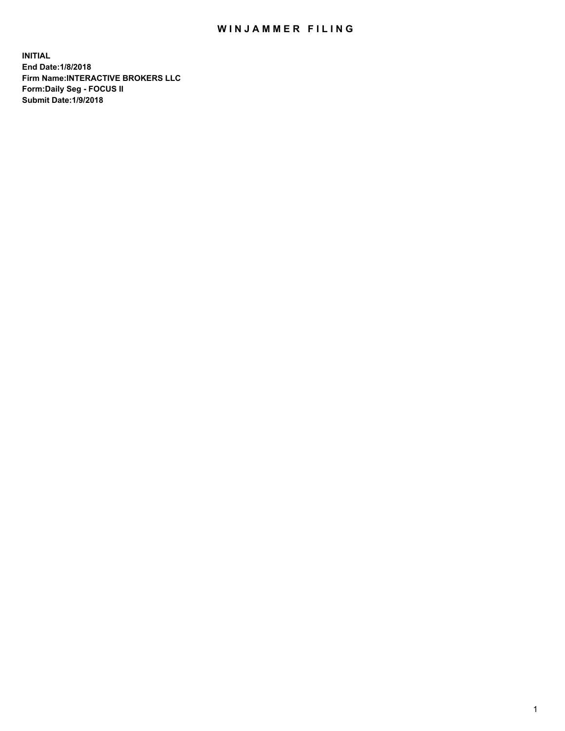# WINJAMMER FILING

**INITIAL**
**End Date:1/8/2018**
**Firm Name:INTERACTIVE BROKERS LLC**
**Form:Daily Seg - FOCUS II**
**Submit Date:1/9/2018**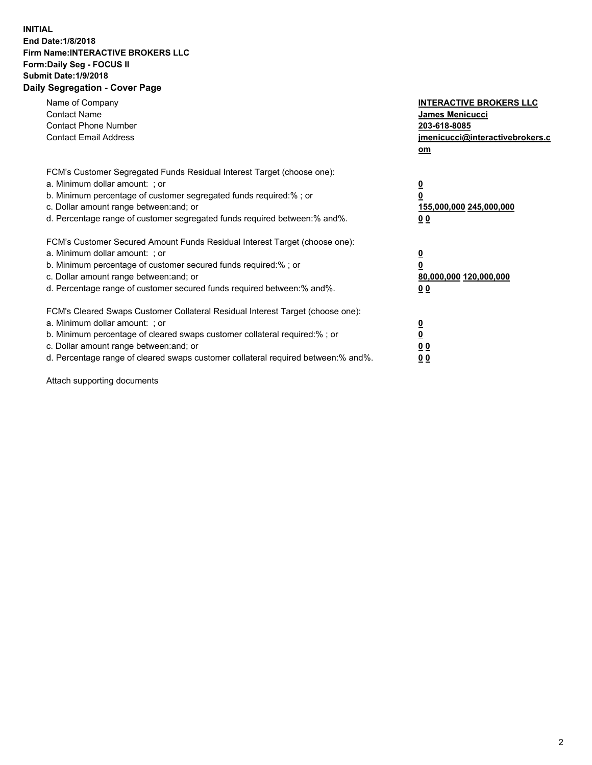**INITIAL**
**End Date:1/8/2018**
**Firm Name:INTERACTIVE BROKERS LLC**
**Form:Daily Seg - FOCUS II**
**Submit Date:1/9/2018**

## Daily Segregation - Cover Page

| | |
|---|---|
| Name of Company | **INTERACTIVE BROKERS LLC** |
| Contact Name | **James Menicucci** |
| Contact Phone Number | **203-618-8085** |
| Contact Email Address | **jmenicucci@interactivebrokers.com** |

FCM's Customer Segregated Funds Residual Interest Target (choose one):

| | |
|---|---|
| a. Minimum dollar amount: ; or | **0** |
| b. Minimum percentage of customer segregated funds required:% ; or | **0** |
| c. Dollar amount range between:and; or | **155,000,000 245,000,000** |
| d. Percentage range of customer segregated funds required between:% and%. | **0 0** |

FCM's Customer Secured Amount Funds Residual Interest Target (choose one):

| | |
|---|---|
| a. Minimum dollar amount: ; or | **0** |
| b. Minimum percentage of customer secured funds required:% ; or | **0** |
| c. Dollar amount range between:and; or | **80,000,000 120,000,000** |
| d. Percentage range of customer secured funds required between:% and%. | **0 0** |

FCM's Cleared Swaps Customer Collateral Residual Interest Target (choose one):

| | |
|---|---|
| a. Minimum dollar amount: ; or | **0** |
| b. Minimum percentage of cleared swaps customer collateral required:% ; or | **0** |
| c. Dollar amount range between:and; or | **0 0** |
| d. Percentage range of cleared swaps customer collateral required between:% and%. | **0 0** |

Attach supporting documents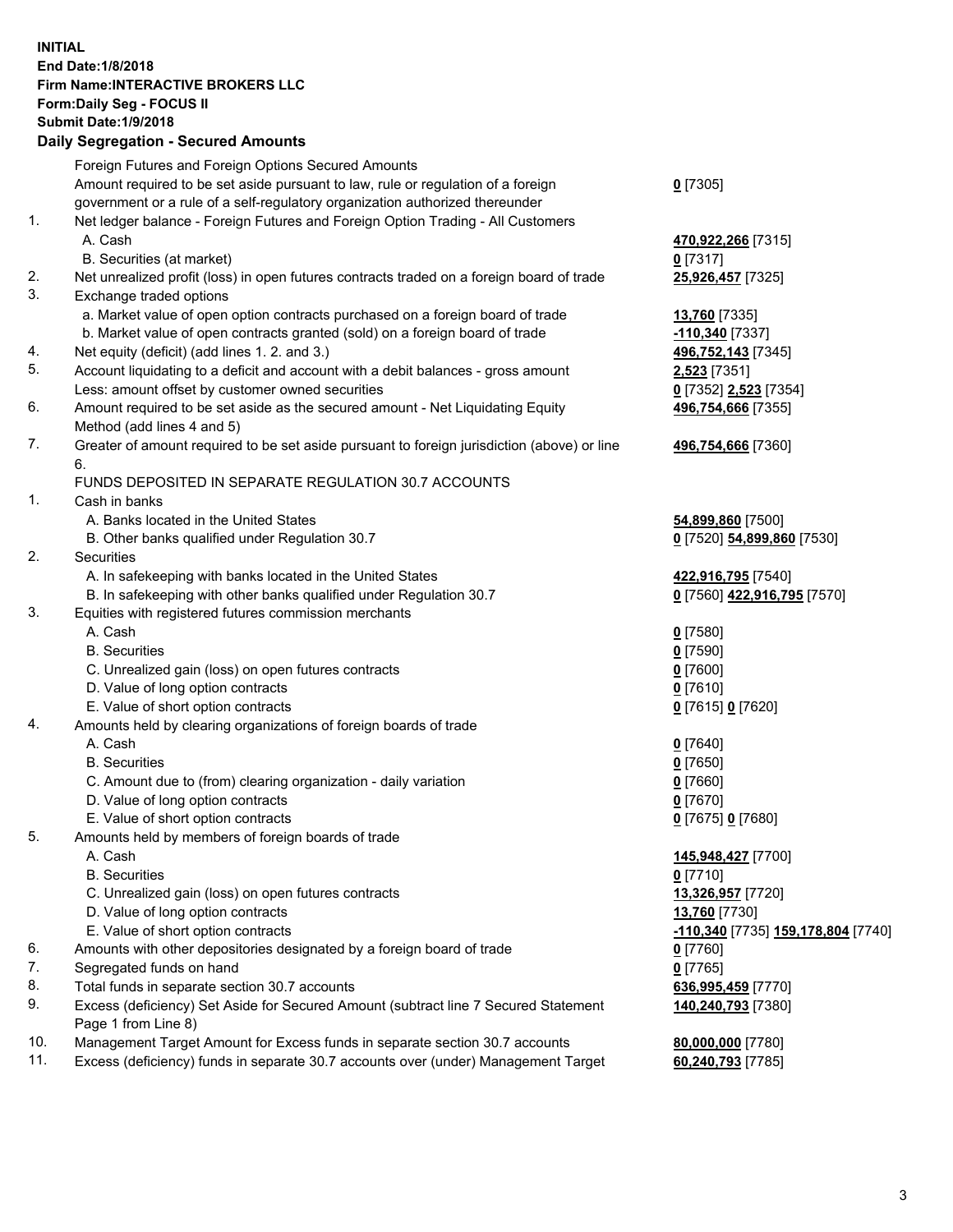**INITIAL**
**End Date:1/8/2018**
**Firm Name:INTERACTIVE BROKERS LLC**
**Form:Daily Seg - FOCUS II**
**Submit Date:1/9/2018**

## Daily Segregation - Secured Amounts

| | | |
|---|---|---|
| | Foreign Futures and Foreign Options Secured Amounts | |
| | Amount required to be set aside pursuant to law, rule or regulation of a foreign government or a rule of a self-regulatory organization authorized thereunder | **0** [7305] |
| 1. | Net ledger balance - Foreign Futures and Foreign Option Trading - All Customers | |
| | A. Cash | **470,922,266** [7315] |
| | B. Securities (at market) | **0** [7317] |
| 2. | Net unrealized profit (loss) in open futures contracts traded on a foreign board of trade | **25,926,457** [7325] |
| 3. | Exchange traded options | |
| | a. Market value of open option contracts purchased on a foreign board of trade | **13,760** [7335] |
| | b. Market value of open contracts granted (sold) on a foreign board of trade | **-110,340** [7337] |
| 4. | Net equity (deficit) (add lines 1. 2. and 3.) | **496,752,143** [7345] |
| 5. | Account liquidating to a deficit and account with a debit balances - gross amount | **2,523** [7351] |
| | Less: amount offset by customer owned securities | **0** [7352] **2,523** [7354] |
| 6. | Amount required to be set aside as the secured amount - Net Liquidating Equity Method (add lines 4 and 5) | **496,754,666** [7355] |
| 7. | Greater of amount required to be set aside pursuant to foreign jurisdiction (above) or line 6. | **496,754,666** [7360] |
| | FUNDS DEPOSITED IN SEPARATE REGULATION 30.7 ACCOUNTS | |
| 1. | Cash in banks | |
| | A. Banks located in the United States | **54,899,860** [7500] |
| | B. Other banks qualified under Regulation 30.7 | **0** [7520] **54,899,860** [7530] |
| 2. | Securities | |
| | A. In safekeeping with banks located in the United States | **422,916,795** [7540] |
| | B. In safekeeping with other banks qualified under Regulation 30.7 | **0** [7560] **422,916,795** [7570] |
| 3. | Equities with registered futures commission merchants | |
| | A. Cash | **0** [7580] |
| | B. Securities | **0** [7590] |
| | C. Unrealized gain (loss) on open futures contracts | **0** [7600] |
| | D. Value of long option contracts | **0** [7610] |
| | E. Value of short option contracts | **0** [7615] **0** [7620] |
| 4. | Amounts held by clearing organizations of foreign boards of trade | |
| | A. Cash | **0** [7640] |
| | B. Securities | **0** [7650] |
| | C. Amount due to (from) clearing organization - daily variation | **0** [7660] |
| | D. Value of long option contracts | **0** [7670] |
| | E. Value of short option contracts | **0** [7675] **0** [7680] |
| 5. | Amounts held by members of foreign boards of trade | |
| | A. Cash | **145,948,427** [7700] |
| | B. Securities | **0** [7710] |
| | C. Unrealized gain (loss) on open futures contracts | **13,326,957** [7720] |
| | D. Value of long option contracts | **13,760** [7730] |
| | E. Value of short option contracts | **-110,340** [7735] **159,178,804** [7740] |
| 6. | Amounts with other depositories designated by a foreign board of trade | **0** [7760] |
| 7. | Segregated funds on hand | **0** [7765] |
| 8. | Total funds in separate section 30.7 accounts | **636,995,459** [7770] |
| 9. | Excess (deficiency) Set Aside for Secured Amount (subtract line 7 Secured Statement Page 1 from Line 8) | **140,240,793** [7380] |
| 10. | Management Target Amount for Excess funds in separate section 30.7 accounts | **80,000,000** [7780] |
| 11. | Excess (deficiency) funds in separate 30.7 accounts over (under) Management Target | **60,240,793** [7785] |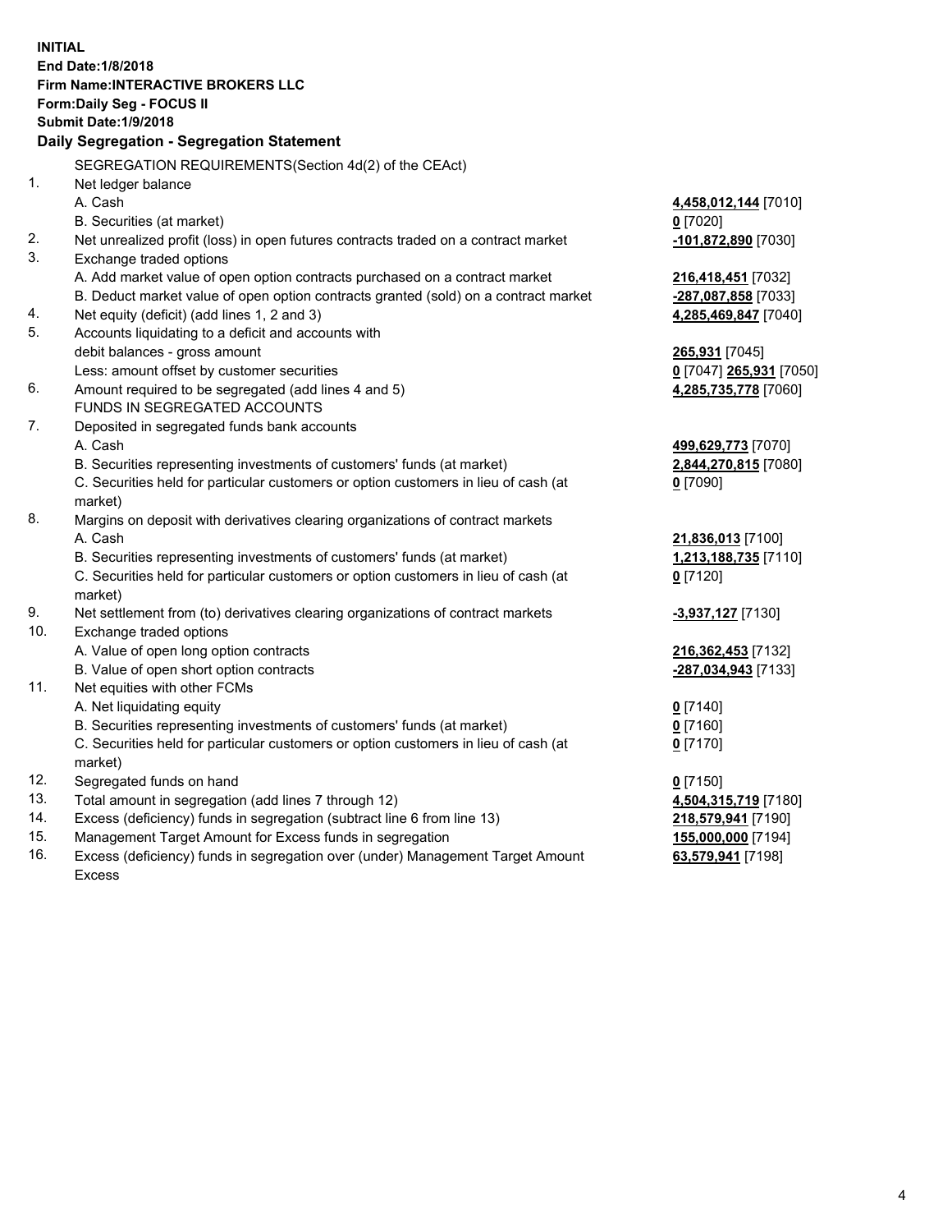**INITIAL**
**End Date:1/8/2018**
**Firm Name:INTERACTIVE BROKERS LLC**
**Form:Daily Seg - FOCUS II**
**Submit Date:1/9/2018**

## Daily Segregation - Segregation Statement

| | | |
|---|---|---|
| | SEGREGATION REQUIREMENTS(Section 4d(2) of the CEAct) | |
| 1. | Net ledger balance | |
| | A. Cash | **4,458,012,144** [7010] |
| | B. Securities (at market) | **0** [7020] |
| 2. | Net unrealized profit (loss) in open futures contracts traded on a contract market | **-101,872,890** [7030] |
| 3. | Exchange traded options | |
| | A. Add market value of open option contracts purchased on a contract market | **216,418,451** [7032] |
| | B. Deduct market value of open option contracts granted (sold) on a contract market | **-287,087,858** [7033] |
| 4. | Net equity (deficit) (add lines 1, 2 and 3) | **4,285,469,847** [7040] |
| 5. | Accounts liquidating to a deficit and accounts with | |
| | debit balances - gross amount | **265,931** [7045] |
| | Less: amount offset by customer securities | **0** [7047] **265,931** [7050] |
| 6. | Amount required to be segregated (add lines 4 and 5) | **4,285,735,778** [7060] |
| | FUNDS IN SEGREGATED ACCOUNTS | |
| 7. | Deposited in segregated funds bank accounts | |
| | A. Cash | **499,629,773** [7070] |
| | B. Securities representing investments of customers' funds (at market) | **2,844,270,815** [7080] |
| | C. Securities held for particular customers or option customers in lieu of cash (at market) | **0** [7090] |
| 8. | Margins on deposit with derivatives clearing organizations of contract markets | |
| | A. Cash | **21,836,013** [7100] |
| | B. Securities representing investments of customers' funds (at market) | **1,213,188,735** [7110] |
| | C. Securities held for particular customers or option customers in lieu of cash (at market) | **0** [7120] |
| 9. | Net settlement from (to) derivatives clearing organizations of contract markets | **-3,937,127** [7130] |
| 10. | Exchange traded options | |
| | A. Value of open long option contracts | **216,362,453** [7132] |
| | B. Value of open short option contracts | **-287,034,943** [7133] |
| 11. | Net equities with other FCMs | |
| | A. Net liquidating equity | **0** [7140] |
| | B. Securities representing investments of customers' funds (at market) | **0** [7160] |
| | C. Securities held for particular customers or option customers in lieu of cash (at market) | **0** [7170] |
| 12. | Segregated funds on hand | **0** [7150] |
| 13. | Total amount in segregation (add lines 7 through 12) | **4,504,315,719** [7180] |
| 14. | Excess (deficiency) funds in segregation (subtract line 6 from line 13) | **218,579,941** [7190] |
| 15. | Management Target Amount for Excess funds in segregation | **155,000,000** [7194] |
| 16. | Excess (deficiency) funds in segregation over (under) Management Target Amount Excess | **63,579,941** [7198] |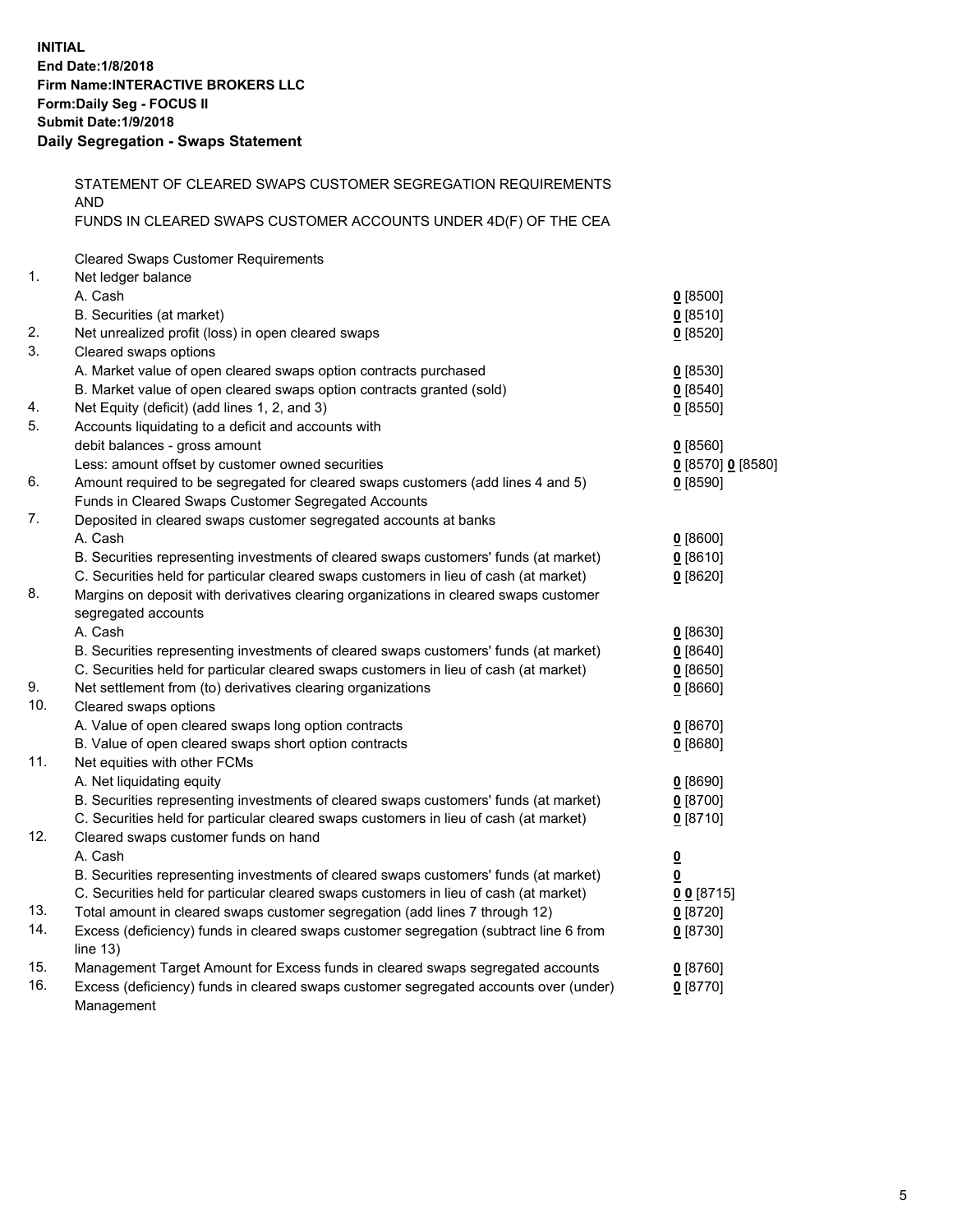**INITIAL**
**End Date:1/8/2018**
**Firm Name:INTERACTIVE BROKERS LLC**
**Form:Daily Seg - FOCUS II**
**Submit Date:1/9/2018**
**Daily Segregation - Swaps Statement**

STATEMENT OF CLEARED SWAPS CUSTOMER SEGREGATION REQUIREMENTS AND FUNDS IN CLEARED SWAPS CUSTOMER ACCOUNTS UNDER 4D(F) OF THE CEA

| | | |
|---|---|---|
| | Cleared Swaps Customer Requirements | |
| 1. | Net ledger balance | |
| | A. Cash | 0 [8500] |
| | B. Securities (at market) | 0 [8510] |
| 2. | Net unrealized profit (loss) in open cleared swaps | 0 [8520] |
| 3. | Cleared swaps options | |
| | A. Market value of open cleared swaps option contracts purchased | 0 [8530] |
| | B. Market value of open cleared swaps option contracts granted (sold) | 0 [8540] |
| 4. | Net Equity (deficit) (add lines 1, 2, and 3) | 0 [8550] |
| 5. | Accounts liquidating to a deficit and accounts with debit balances - gross amount | 0 [8560] |
| | Less: amount offset by customer owned securities | 0 [8570] 0 [8580] |
| 6. | Amount required to be segregated for cleared swaps customers (add lines 4 and 5) | 0 [8590] |
| | Funds in Cleared Swaps Customer Segregated Accounts | |
| 7. | Deposited in cleared swaps customer segregated accounts at banks | |
| | A. Cash | 0 [8600] |
| | B. Securities representing investments of cleared swaps customers' funds (at market) | 0 [8610] |
| | C. Securities held for particular cleared swaps customers in lieu of cash (at market) | 0 [8620] |
| 8. | Margins on deposit with derivatives clearing organizations in cleared swaps customer segregated accounts | |
| | A. Cash | 0 [8630] |
| | B. Securities representing investments of cleared swaps customers' funds (at market) | 0 [8640] |
| | C. Securities held for particular cleared swaps customers in lieu of cash (at market) | 0 [8650] |
| 9. | Net settlement from (to) derivatives clearing organizations | 0 [8660] |
| 10. | Cleared swaps options | |
| | A. Value of open cleared swaps long option contracts | 0 [8670] |
| | B. Value of open cleared swaps short option contracts | 0 [8680] |
| 11. | Net equities with other FCMs | |
| | A. Net liquidating equity | 0 [8690] |
| | B. Securities representing investments of cleared swaps customers' funds (at market) | 0 [8700] |
| | C. Securities held for particular cleared swaps customers in lieu of cash (at market) | 0 [8710] |
| 12. | Cleared swaps customer funds on hand | |
| | A. Cash | 0 |
| | B. Securities representing investments of cleared swaps customers' funds (at market) | 0 |
| | C. Securities held for particular cleared swaps customers in lieu of cash (at market) | 0 0 [8715] |
| 13. | Total amount in cleared swaps customer segregation (add lines 7 through 12) | 0 [8720] |
| 14. | Excess (deficiency) funds in cleared swaps customer segregation (subtract line 6 from line 13) | 0 [8730] |
| 15. | Management Target Amount for Excess funds in cleared swaps segregated accounts | 0 [8760] |
| 16. | Excess (deficiency) funds in cleared swaps customer segregated accounts over (under) Management | 0 [8770] |